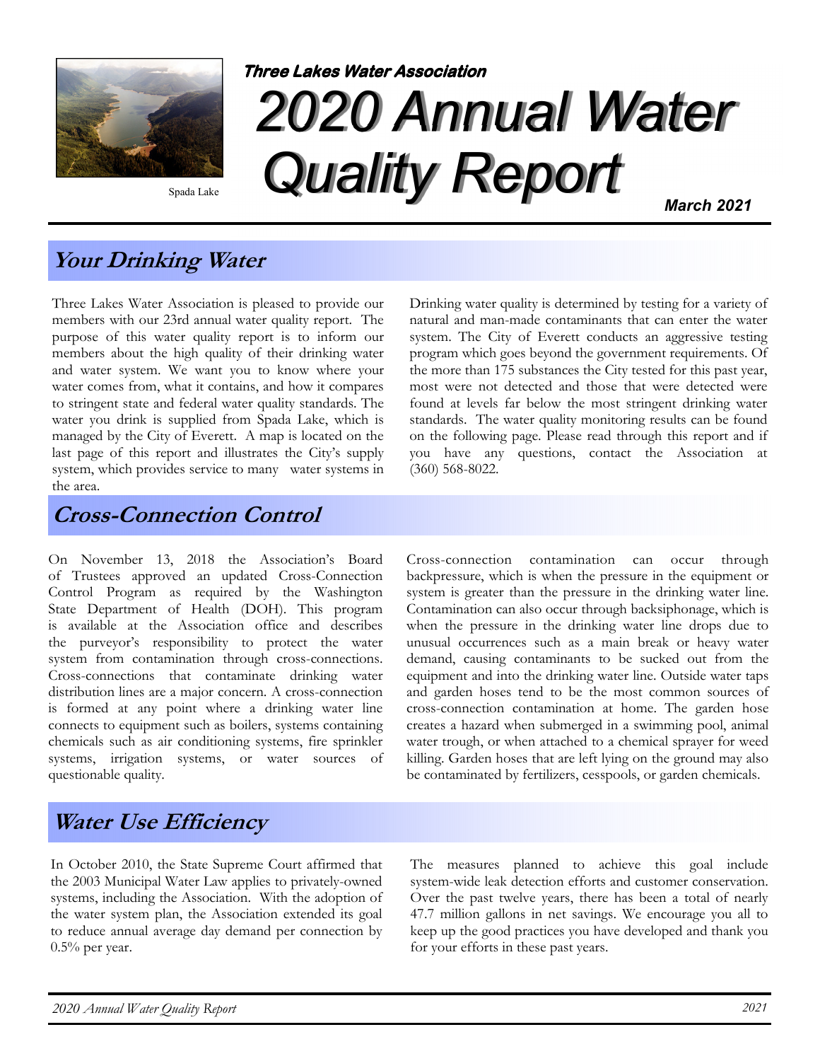Spada Lake

**Three Lakes Water Association**

# 2020 Annual Water Quality Report

**March 2021**

## Your Drinking Water

Three Lakes Water Association is pleased to provide our members with our 23rd annual water quality report. The purpose of this water quality report is to inform our members about the high quality of their drinking water and water system. We want you to know where your water comes from, what it contains, and how it compares to stringent state and federal water quality standards. The water you drink is supplied from Spada Lake, which is managed by the City of Everett. A map is located on the last page of this report and illustrates the City's supply system, which provides service to many water systems in the area.

Drinking water quality is determined by testing for a variety of natural and man-made contaminants that can enter the water system. The City of Everett conducts an aggressive testing program which goes beyond the government requirements. Of the more than 175 substances the City tested for this past year, most were not detected and those that were detected were found at levels far below the most stringent drinking water standards. The water quality monitoring results can be found on the following page. Please read through this report and if you have any questions, contact the Association at (360) 568-8022.

## Cross-Connection Control

On November 13, 2018 the Association's Board of Trustees approved an updated Cross-Connection Control Program as required by the Washington State Department of Health (DOH). This program is available at the Association office and describes the purveyor's responsibility to protect the water system from contamination through cross-connections. Cross-connections that contaminate drinking water distribution lines are a major concern. A cross-connection is formed at any point where a drinking water line connects to equipment such as boilers, systems containing chemicals such as air conditioning systems, fire sprinkler systems, irrigation systems, or water sources of questionable quality.

Cross-connection contamination can occur through backpressure, which is when the pressure in the equipment or system is greater than the pressure in the drinking water line. Contamination can also occur through backsiphonage, which is when the pressure in the drinking water line drops due to unusual occurrences such as a main break or heavy water demand, causing contaminants to be sucked out from the equipment and into the drinking water line. Outside water taps and garden hoses tend to be the most common sources of cross-connection contamination at home. The garden hose creates a hazard when submerged in a swimming pool, animal water trough, or when attached to a chemical sprayer for weed killing. Garden hoses that are left lying on the ground may also be contaminated by fertilizers, cesspools, or garden chemicals.

## Water Use Efficiency

In October 2010, the State Supreme Court affirmed that the 2003 Municipal Water Law applies to privately-owned systems, including the Association. With the adoption of the water system plan, the Association extended its goal to reduce annual average day demand per connection by 0.5% per year.

The measures planned to achieve this goal include system-wide leak detection efforts and customer conservation. Over the past twelve years, there has been a total of nearly 47.7 million gallons in net savings. We encourage you all to keep up the good practices you have developed and thank you for your efforts in these past years.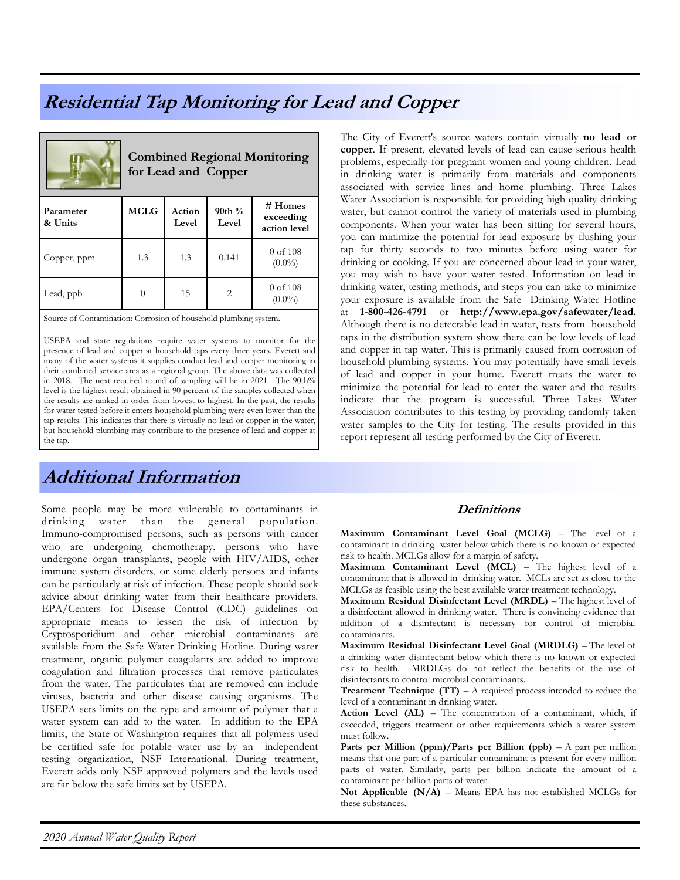## Residential Tap Monitoring for Lead and Copper

**Combined Regional Monitoring for Lead and Copper**

| Parameter & Units | MCLG | Action Level | 90th % Level | # Homes exceeding action level |
|---|---|---|---|---|
| Copper, ppm | 1.3 | 1.3 | 0.141 | 0 of 108 (0.0%) |
| Lead, ppb | 0 | 15 | 2 | 0 of 108 (0.0%) |

Source of Contamination: Corrosion of household plumbing system.

USEPA and state regulations require water systems to monitor for the presence of lead and copper at household taps every three years. Everett and many of the water systems it supplies conduct lead and copper monitoring in their combined service area as a regional group. The above data was collected in 2018. The next required round of sampling will be in 2021. The 90th% level is the highest result obtained in 90 percent of the samples collected when the results are ranked in order from lowest to highest. In the past, the results for water tested before it enters household plumbing were even lower than the tap results. This indicates that there is virtually no lead or copper in the water, but household plumbing may contribute to the presence of lead and copper at the tap.

The City of Everett's source waters contain virtually **no lead or copper**. If present, elevated levels of lead can cause serious health problems, especially for pregnant women and young children. Lead in drinking water is primarily from materials and components associated with service lines and home plumbing. Three Lakes Water Association is responsible for providing high quality drinking water, but cannot control the variety of materials used in plumbing components. When your water has been sitting for several hours, you can minimize the potential for lead exposure by flushing your tap for thirty seconds to two minutes before using water for drinking or cooking. If you are concerned about lead in your water, you may wish to have your water tested. Information on lead in drinking water, testing methods, and steps you can take to minimize your exposure is available from the Safe Drinking Water Hotline at **1-800-426-4791** or **http://www.epa.gov/safewater/lead.** Although there is no detectable lead in water, tests from household taps in the distribution system show there can be low levels of lead and copper in tap water. This is primarily caused from corrosion of household plumbing systems. You may potentially have small levels of lead and copper in your home. Everett treats the water to minimize the potential for lead to enter the water and the results indicate that the program is successful. Three Lakes Water Association contributes to this testing by providing randomly taken water samples to the City for testing. The results provided in this report represent all testing performed by the City of Everett.

## Additional Information

Some people may be more vulnerable to contaminants in drinking water than the general population. Immuno-compromised persons, such as persons with cancer who are undergoing chemotherapy, persons who have undergone organ transplants, people with HIV/AIDS, other immune system disorders, or some elderly persons and infants can be particularly at risk of infection. These people should seek advice about drinking water from their healthcare providers. EPA/Centers for Disease Control (CDC) guidelines on appropriate means to lessen the risk of infection by Cryptosporidium and other microbial contaminants are available from the Safe Water Drinking Hotline. During water treatment, organic polymer coagulants are added to improve coagulation and filtration processes that remove particulates from the water. The particulates that are removed can include viruses, bacteria and other disease causing organisms. The USEPA sets limits on the type and amount of polymer that a water system can add to the water. In addition to the EPA limits, the State of Washington requires that all polymers used be certified safe for potable water use by an independent testing organization, NSF International. During treatment, Everett adds only NSF approved polymers and the levels used are far below the safe limits set by USEPA.

### Definitions

**Maximum Contaminant Level Goal (MCLG)** – The level of a contaminant in drinking water below which there is no known or expected risk to health. MCLGs allow for a margin of safety.

**Maximum Contaminant Level (MCL)** – The highest level of a contaminant that is allowed in drinking water. MCLs are set as close to the MCLGs as feasible using the best available water treatment technology.

**Maximum Residual Disinfectant Level (MRDL)** – The highest level of a disinfectant allowed in drinking water. There is convincing evidence that addition of a disinfectant is necessary for control of microbial contaminants.

**Maximum Residual Disinfectant Level Goal (MRDLG)** – The level of a drinking water disinfectant below which there is no known or expected risk to health. MRDLGs do not reflect the benefits of the use of disinfectants to control microbial contaminants.

**Treatment Technique (TT)** – A required process intended to reduce the level of a contaminant in drinking water.

**Action Level (AL)** – The concentration of a contaminant, which, if exceeded, triggers treatment or other requirements which a water system must follow.

**Parts per Million (ppm)/Parts per Billion (ppb)** – A part per million means that one part of a particular contaminant is present for every million parts of water. Similarly, parts per billion indicate the amount of a contaminant per billion parts of water.

**Not Applicable (N/A)** – Means EPA has not established MCLGs for these substances.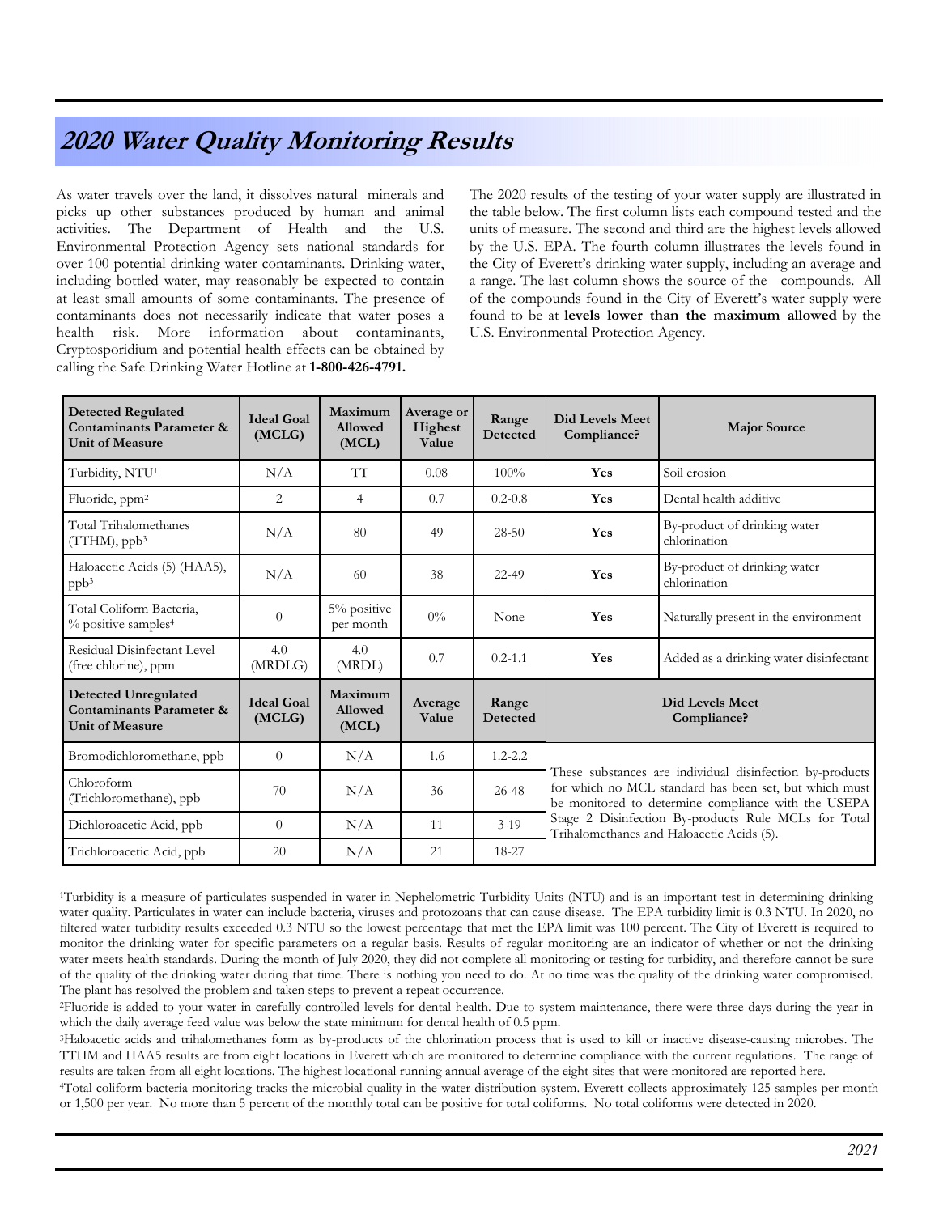# 2020 Water Quality Monitoring Results

As water travels over the land, it dissolves natural minerals and picks up other substances produced by human and animal activities. The Department of Health and the U.S. Environmental Protection Agency sets national standards for over 100 potential drinking water contaminants. Drinking water, including bottled water, may reasonably be expected to contain at least small amounts of some contaminants. The presence of contaminants does not necessarily indicate that water poses a health risk. More information about contaminants, Cryptosporidium and potential health effects can be obtained by calling the Safe Drinking Water Hotline at **1-800-426-4791.**

The 2020 results of the testing of your water supply are illustrated in the table below. The first column lists each compound tested and the units of measure. The second and third are the highest levels allowed by the U.S. EPA. The fourth column illustrates the levels found in the City of Everett's drinking water supply, including an average and a range. The last column shows the source of the compounds. All of the compounds found in the City of Everett's water supply were found to be at **levels lower than the maximum allowed** by the U.S. Environmental Protection Agency.

| Detected Regulated Contaminants Parameter & Unit of Measure | Ideal Goal (MCLG) | Maximum Allowed (MCL) | Average or Highest Value | Range Detected | Did Levels Meet Compliance? | Major Source |
|---|---|---|---|---|---|---|
| Turbidity, NTU[1] | N/A | TT | 0.08 | 100% | **Yes** | Soil erosion |
| Fluoride, ppm[2] | 2 | 4 | 0.7 | 0.2-0.8 | **Yes** | Dental health additive |
| Total Trihalomethanes (TTHM), ppb[3] | N/A | 80 | 49 | 28-50 | **Yes** | By-product of drinking water chlorination |
| Haloacetic Acids (5) (HAA5), ppb[3] | N/A | 60 | 38 | 22-49 | **Yes** | By-product of drinking water chlorination |
| Total Coliform Bacteria, % positive samples[4] | 0 | 5% positive per month | 0% | None | **Yes** | Naturally present in the environment |
| Residual Disinfectant Level (free chlorine), ppm | 4.0 (MRDLG) | 4.0 (MRDL) | 0.7 | 0.2-1.1 | **Yes** | Added as a drinking water disinfectant |
| **Detected Unregulated Contaminants Parameter & Unit of Measure** | **Ideal Goal (MCLG)** | **Maximum Allowed (MCL)** | **Average Value** | **Range Detected** | **Did Levels Meet Compliance?** | |
| Bromodichloromethane, ppb | 0 | N/A | 1.6 | 1.2-2.2 | These substances are individual disinfection by-products for which no MCL standard has been set, but which must be monitored to determine compliance with the USEPA Stage 2 Disinfection By-products Rule MCLs for Total Trihalomethanes and Haloacetic Acids (5). | |
| Chloroform (Trichloromethane), ppb | 70 | N/A | 36 | 26-48 | | |
| Dichloroacetic Acid, ppb | 0 | N/A | 11 | 3-19 | | |
| Trichloroacetic Acid, ppb | 20 | N/A | 21 | 18-27 | | |

[1]Turbidity is a measure of particulates suspended in water in Nephelometric Turbidity Units (NTU) and is an important test in determining drinking water quality. Particulates in water can include bacteria, viruses and protozoans that can cause disease. The EPA turbidity limit is 0.3 NTU. In 2020, no filtered water turbidity results exceeded 0.3 NTU so the lowest percentage that met the EPA limit was 100 percent. The City of Everett is required to monitor the drinking water for specific parameters on a regular basis. Results of regular monitoring are an indicator of whether or not the drinking water meets health standards. During the month of July 2020, they did not complete all monitoring or testing for turbidity, and therefore cannot be sure of the quality of the drinking water during that time. There is nothing you need to do. At no time was the quality of the drinking water compromised. The plant has resolved the problem and taken steps to prevent a repeat occurrence.

[2]Fluoride is added to your water in carefully controlled levels for dental health. Due to system maintenance, there were three days during the year in which the daily average feed value was below the state minimum for dental health of 0.5 ppm.

[3]Haloacetic acids and trihalomethanes form as by-products of the chlorination process that is used to kill or inactive disease-causing microbes. The TTHM and HAA5 results are from eight locations in Everett which are monitored to determine compliance with the current regulations. The range of results are taken from all eight locations. The highest locational running annual average of the eight sites that were monitored are reported here.

[4]Total coliform bacteria monitoring tracks the microbial quality in the water distribution system. Everett collects approximately 125 samples per month or 1,500 per year. No more than 5 percent of the monthly total can be positive for total coliforms. No total coliforms were detected in 2020.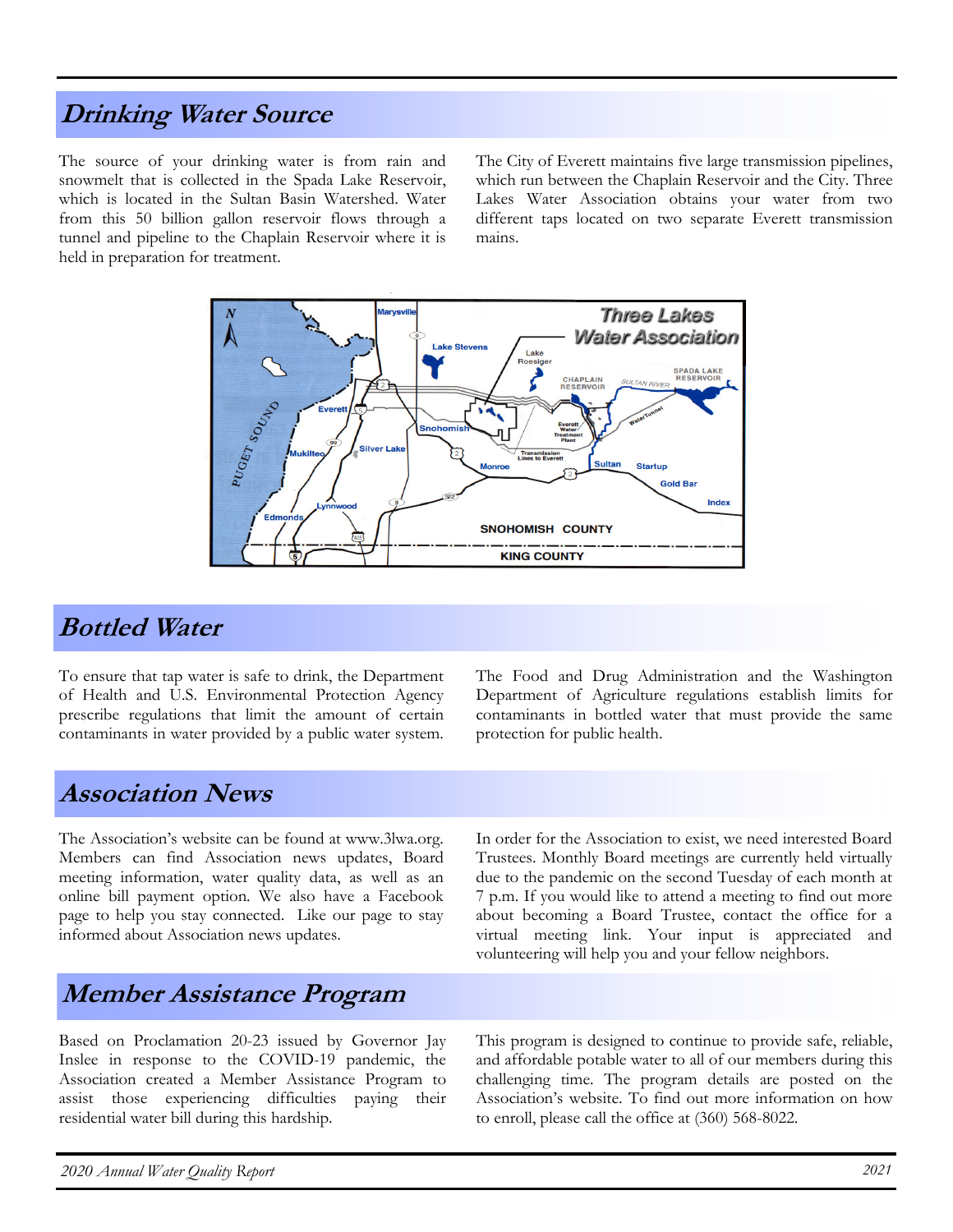## Drinking Water Source

The source of your drinking water is from rain and snowmelt that is collected in the Spada Lake Reservoir, which is located in the Sultan Basin Watershed. Water from this 50 billion gallon reservoir flows through a tunnel and pipeline to the Chaplain Reservoir where it is held in preparation for treatment.

The City of Everett maintains five large transmission pipelines, which run between the Chaplain Reservoir and the City. Three Lakes Water Association obtains your water from two different taps located on two separate Everett transmission mains.

Three Lakes Water Association

Marysville
Lake Stevens
Lake Roesiger
CHAPLAIN RESERVOIR
SULTAN RIVER
SPADA LAKE RESERVOIR
Everett
Snohomish
Everett Water Treatment Plant
Water Tunnel
PUGET SOUND
Mukilteo
Silver Lake
Transmission Lines to Everett
Monroe
Sultan
Startup
Gold Bar
Index
Edmonds
Lynnwood
SNOHOMISH COUNTY
KING COUNTY

## Bottled Water

To ensure that tap water is safe to drink, the Department of Health and U.S. Environmental Protection Agency prescribe regulations that limit the amount of certain contaminants in water provided by a public water system.

The Food and Drug Administration and the Washington Department of Agriculture regulations establish limits for contaminants in bottled water that must provide the same protection for public health.

## Association News

The Association's website can be found at www.3lwa.org. Members can find Association news updates, Board meeting information, water quality data, as well as an online bill payment option. We also have a Facebook page to help you stay connected. Like our page to stay informed about Association news updates.

In order for the Association to exist, we need interested Board Trustees. Monthly Board meetings are currently held virtually due to the pandemic on the second Tuesday of each month at 7 p.m. If you would like to attend a meeting to find out more about becoming a Board Trustee, contact the office for a virtual meeting link. Your input is appreciated and volunteering will help you and your fellow neighbors.

## Member Assistance Program

Based on Proclamation 20-23 issued by Governor Jay Inslee in response to the COVID-19 pandemic, the Association created a Member Assistance Program to assist those experiencing difficulties paying their residential water bill during this hardship.

This program is designed to continue to provide safe, reliable, and affordable potable water to all of our members during this challenging time. The program details are posted on the Association's website. To find out more information on how to enroll, please call the office at (360) 568-8022.